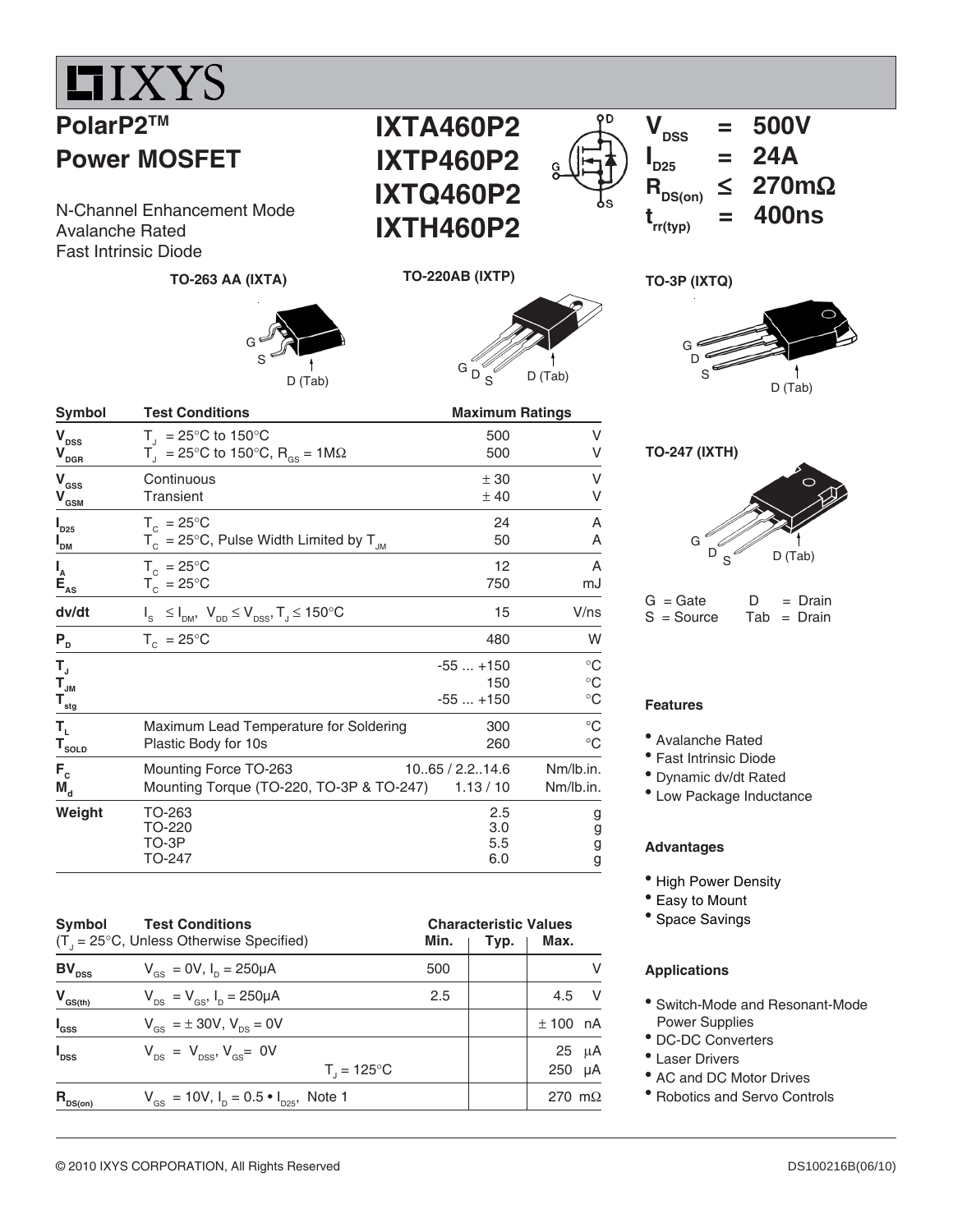# IXYS

## PolarP2™ Power MOSFET

N-Channel Enhancement Mode
Avalanche Rated
Fast Intrinsic Diode

**IXTA460P2**
**IXTP460P2**
**IXTQ460P2**
**IXTH460P2**

$V_{DSS}$ = 500V
$I_{D25}$ = 24A
$R_{DS(on)}$ ≤ 270mΩ
$t_{rr(typ)}$ = 400ns

TO-263 AA (IXTA) — G, S, D (Tab)

TO-220AB (IXTP) — G, D, S, D (Tab)

TO-3P (IXTQ) — G, D, S, D (Tab)

TO-247 (IXTH) — G, D, S, D (Tab)

G = Gate, D = Drain
S = Source, Tab = Drain

| Symbol | Test Conditions | Maximum Ratings | |
|---|---|---|---|
| $V_{DSS}$ | $T_J$ = 25°C to 150°C | 500 | V |
| $V_{DGR}$ | $T_J$ = 25°C to 150°C, $R_{GS}$ = 1MΩ | 500 | V |
| $V_{GSS}$ | Continuous | ± 30 | V |
| $V_{GSM}$ | Transient | ± 40 | V |
| $I_{D25}$ | $T_C$ = 25°C | 24 | A |
| $I_{DM}$ | $T_C$ = 25°C, Pulse Width Limited by $T_{JM}$ | 50 | A |
| $I_A$ | $T_C$ = 25°C | 12 | A |
| $E_{AS}$ | $T_C$ = 25°C | 750 | mJ |
| dv/dt | $I_S \le I_{DM}$, $V_{DD} \le V_{DSS}$, $T_J \le 150°C$ | 15 | V/ns |
| $P_D$ | $T_C$ = 25°C | 480 | W |
| $T_J$ | | -55 ... +150 | °C |
| $T_{JM}$ | | 150 | °C |
| $T_{stg}$ | | -55 ... +150 | °C |
| $T_L$ | Maximum Lead Temperature for Soldering | 300 | °C |
| $T_{SOLD}$ | Plastic Body for 10s | 260 | °C |
| $F_C$ | Mounting Force TO-263 | 10..65 / 2.2..14.6 | Nm/lb.in. |
| $M_d$ | Mounting Torque (TO-220, TO-3P & TO-247) | 1.13 / 10 | Nm/lb.in. |
| Weight | TO-263 | 2.5 | g |
| | TO-220 | 3.0 | g |
| | TO-3P | 5.5 | g |
| | TO-247 | 6.0 | g |

| Symbol | Test Conditions ($T_J$ = 25°C, Unless Otherwise Specified) | Characteristic Values Min. | Typ. | Max. | |
|---|---|---|---|---|---|
| $BV_{DSS}$ | $V_{GS}$ = 0V, $I_D$ = 250μA | 500 | | | V |
| $V_{GS(th)}$ | $V_{DS} = V_{GS}$, $I_D$ = 250μA | 2.5 | | 4.5 | V |
| $I_{GSS}$ | $V_{GS}$ = ± 30V, $V_{DS}$ = 0V | | | ± 100 | nA |
| $I_{DSS}$ | $V_{DS} = V_{DSS}$, $V_{GS}$ = 0V | | | 25 | μA |
| | $T_J$ = 125°C | | | 250 | μA |
| $R_{DS(on)}$ | $V_{GS}$ = 10V, $I_D$ = 0.5 • $I_{D25}$, Note 1 | | | 270 | mΩ |

### Features

- Avalanche Rated
- Fast Intrinsic Diode
- Dynamic dv/dt Rated
- Low Package Inductance

### Advantages

- High Power Density
- Easy to Mount
- Space Savings

### Applications

- Switch-Mode and Resonant-Mode Power Supplies
- DC-DC Converters
- Laser Drivers
- AC and DC Motor Drives
- Robotics and Servo Controls

© 2010 IXYS CORPORATION, All Rights Reserved

DS100216B(06/10)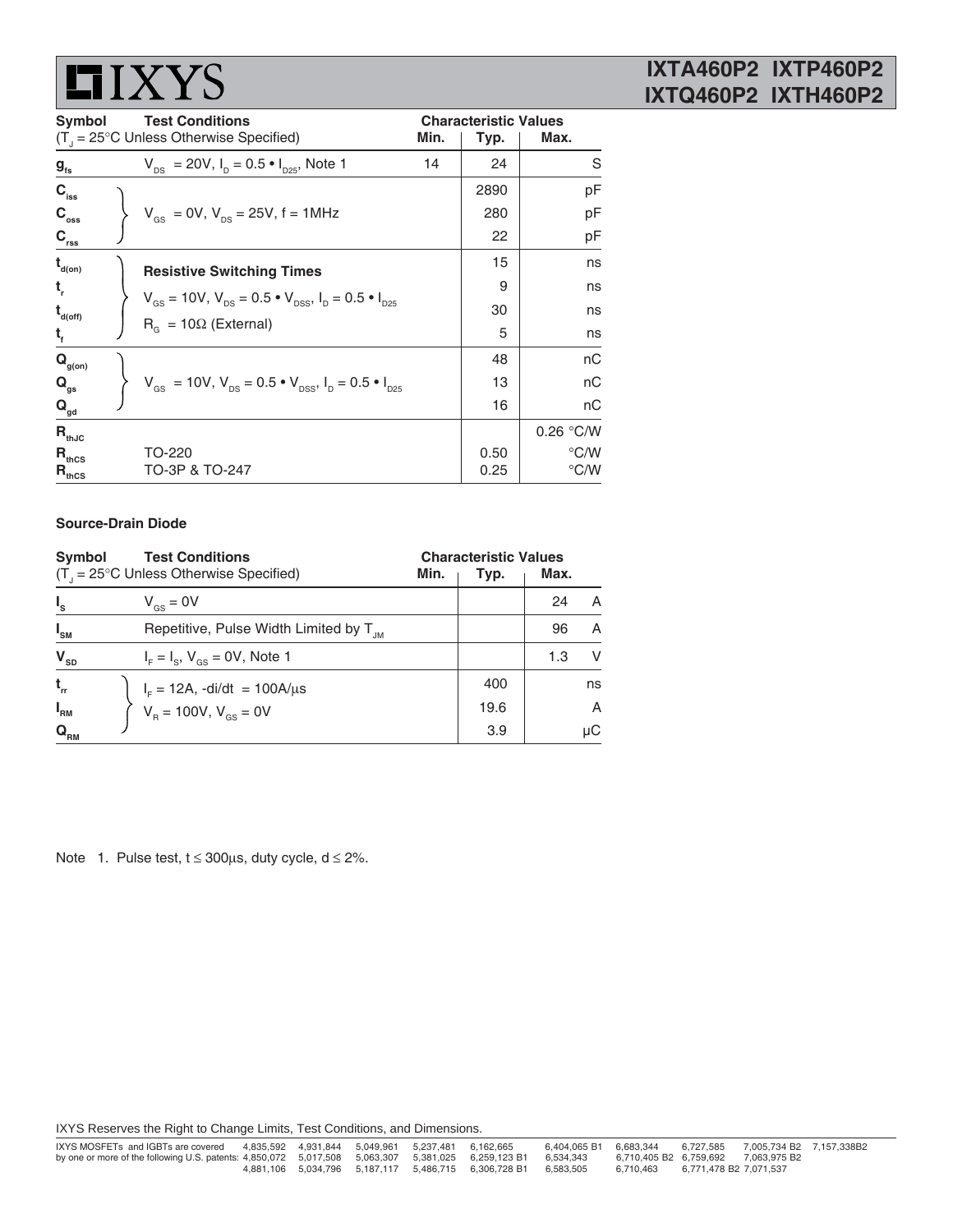| Symbol | Test Conditions ($T_J = 25°C$ Unless Otherwise Specified) | Characteristic Values Min. | Typ. | Max. | |
|---|---|---|---|---|---|
| $g_{fs}$ | $V_{DS} = 20V$, $I_D = 0.5 \bullet I_{D25}$, Note 1 | 14 | 24 | | S |
| $C_{iss}$ | $V_{GS} = 0V$, $V_{DS} = 25V$, f = 1MHz | | 2890 | | pF |
| $C_{oss}$ | | | 280 | | pF |
| $C_{rss}$ | | | 22 | | pF |
| $t_{d(on)}$ | **Resistive Switching Times** | | 15 | | ns |
| $t_r$ | $V_{GS} = 10V$, $V_{DS} = 0.5 \bullet V_{DSS}$, $I_D = 0.5 \bullet I_{D25}$ | | 9 | | ns |
| $t_{d(off)}$ | $R_G = 10\Omega$ (External) | | 30 | | ns |
| $t_f$ | | | 5 | | ns |
| $Q_{g(on)}$ | $V_{GS} = 10V$, $V_{DS} = 0.5 \bullet V_{DSS}$, $I_D = 0.5 \bullet I_{D25}$ | | 48 | | nC |
| $Q_{gs}$ | | | 13 | | nC |
| $Q_{gd}$ | | | 16 | | nC |
| $R_{thJC}$ | | | | 0.26 | °C/W |
| $R_{thCS}$ | TO-220 | | 0.50 | | °C/W |
| $R_{thCS}$ | TO-3P & TO-247 | | 0.25 | | °C/W |

**Source-Drain Diode**

| Symbol | Test Conditions ($T_J = 25°C$ Unless Otherwise Specified) | Characteristic Values Min. | Typ. | Max. | |
|---|---|---|---|---|---|
| $I_S$ | $V_{GS} = 0V$ | | | 24 | A |
| $I_{SM}$ | Repetitive, Pulse Width Limited by $T_{JM}$ | | | 96 | A |
| $V_{SD}$ | $I_F = I_S$, $V_{GS} = 0V$, Note 1 | | | 1.3 | V |
| $t_{rr}$ | $I_F = 12A$, $-di/dt = 100A/\mu s$ | | 400 | | ns |
| $I_{RM}$ | $V_R = 100V$, $V_{GS} = 0V$ | | 19.6 | | A |
| $Q_{RM}$ | | | 3.9 | | μC |

Note 1. Pulse test, $t \leq 300\mu s$, duty cycle, $d \leq 2\%$.

IXYS Reserves the Right to Change Limits, Test Conditions, and Dimensions.

IXYS MOSFETs and IGBTs are covered by one or more of the following U.S. patents: 4,835,592 4,850,072 4,881,106 4,931,844 5,017,508 5,034,796 5,049,961 5,063,307 5,187,117 5,237,481 5,381,025 5,486,715 6,162,665 6,259,123 B1 6,306,728 B1 6,404,065 B1 6,534,343 6,583,505 6,683,344 6,710,405 B2 6,710,463 6,727,585 6,759,692 6,771,478 B2 7,005,734 B2 7,063,975 B2 7,071,537 7,157,338B2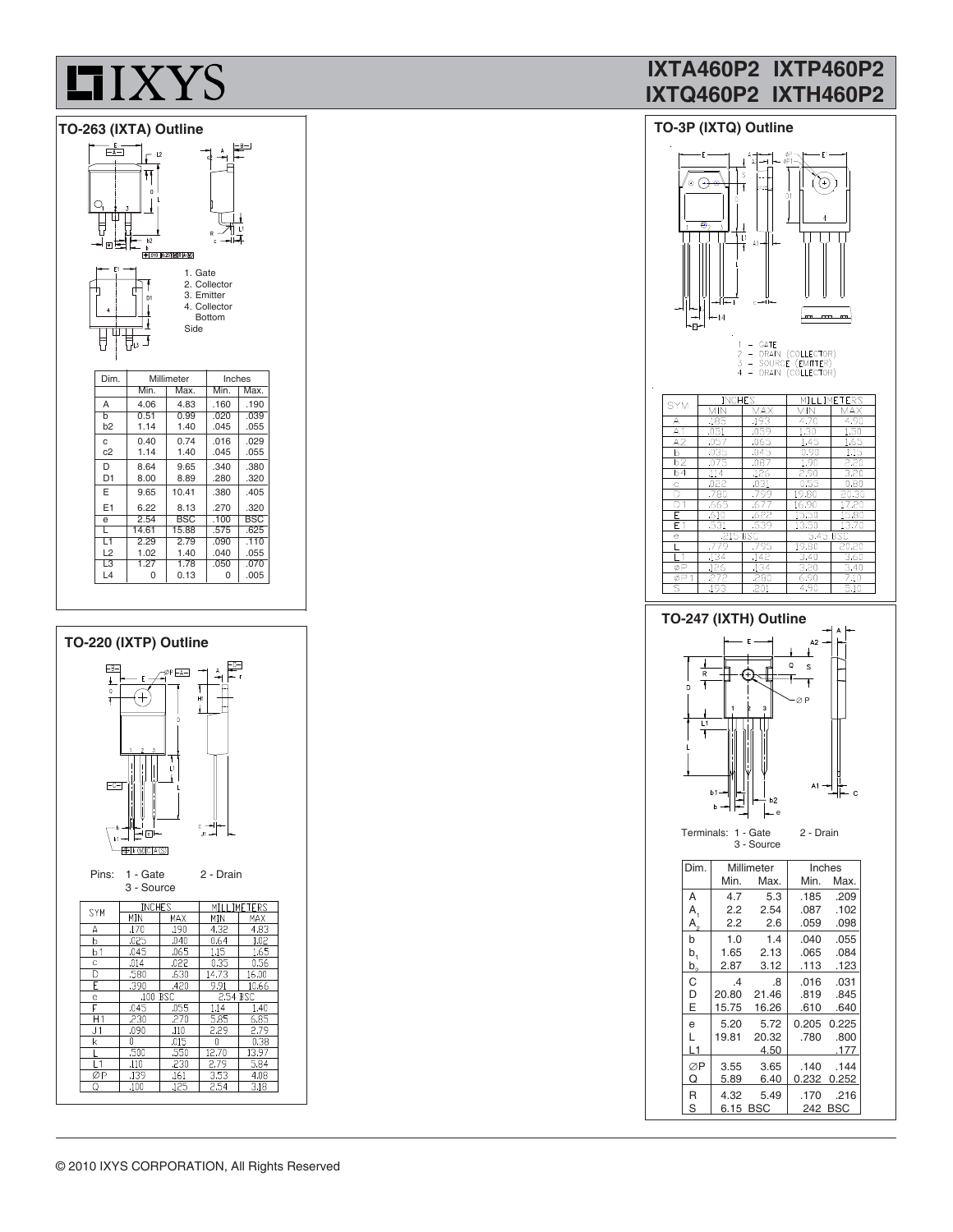# IXYS

## IXTA460P2 IXTP460P2 IXTQ460P2 IXTH460P2

### TO-263 (IXTA) Outline

1. Gate
2. Collector
3. Emitter
4. Collector Bottom Side

| Dim. | Millimeter Min. | Millimeter Max. | Inches Min. | Inches Max. |
|---|---|---|---|---|
| A | 4.06 | 4.83 | .160 | .190 |
| b | 0.51 | 0.99 | .020 | .039 |
| b2 | 1.14 | 1.40 | .045 | .055 |
| c | 0.40 | 0.74 | .016 | .029 |
| c2 | 1.14 | 1.40 | .045 | .055 |
| D | 8.64 | 9.65 | .340 | .380 |
| D1 | 8.00 | 8.89 | .280 | .320 |
| E | 9.65 | 10.41 | .380 | .405 |
| E1 | 6.22 | 8.13 | .270 | .320 |
| e | 2.54 | BSC | .100 | BSC |
| L | 14.61 | 15.88 | .575 | .625 |
| L1 | 2.29 | 2.79 | .090 | .110 |
| L2 | 1.02 | 1.40 | .040 | .055 |
| L3 | 1.27 | 1.78 | .050 | .070 |
| L4 | 0 | 0.13 | 0 | .005 |

### TO-220 (IXTP) Outline

Pins: 1 - Gate 2 - Drain 3 - Source

| SYM | INCHES MIN | INCHES MAX | MILLIMETERS MIN | MILLIMETERS MAX |
|---|---|---|---|---|
| A | .170 | .190 | 4.32 | 4.83 |
| b | .025 | .040 | 0.64 | 1.02 |
| b1 | .045 | .065 | 1.15 | 1.65 |
| c | .014 | .022 | 0.35 | 0.56 |
| D | .580 | .630 | 14.73 | 16.00 |
| E | .390 | .420 | 9.91 | 10.66 |
| e | .100 BSC | | 2.54 BSC | |
| F | .045 | .055 | 1.14 | 1.40 |
| H1 | .230 | .270 | 5.85 | 6.85 |
| J1 | .090 | .110 | 2.29 | 2.79 |
| k | 0 | .015 | 0 | 0.38 |
| L | .500 | .550 | 12.70 | 13.97 |
| L1 | .110 | .230 | 2.79 | 5.84 |
| ØP | .139 | .161 | 3.53 | 4.08 |
| Q | .100 | .125 | 2.54 | 3.18 |

### TO-3P (IXTQ) Outline

1 - GATE
2 - DRAIN (COLLECTOR)
3 - SOURCE (EMITTER)
4 - DRAIN (COLLECTOR)

| SYM | INCHES MIN | INCHES MAX | MILLIMETERS MIN | MILLIMETERS MAX |
|---|---|---|---|---|
| A | .185 | .193 | 4.70 | 4.90 |
| A1 | .051 | .059 | 1.30 | 1.50 |
| A2 | .057 | .065 | 1.45 | 1.65 |
| b | .035 | .045 | 0.90 | 1.15 |
| b2 | .075 | .087 | 1.90 | 2.20 |
| b4 | .114 | .126 | 2.90 | 3.20 |
| c | .022 | .031 | 0.55 | 0.80 |
| D | .780 | .799 | 19.80 | 20.30 |
| D1 | .665 | .677 | 16.90 | 17.20 |
| E | .610 | .622 | 15.50 | 15.80 |
| E1 | .531 | .539 | 13.50 | 13.70 |
| e | .215 BSC | | 5.45 BSC | |
| L | .779 | .795 | 19.80 | 20.20 |
| L1 | .134 | .142 | 3.40 | 3.60 |
| ØP | .126 | .134 | 3.20 | 3.40 |
| ØP1 | .272 | .280 | 6.90 | 7.10 |
| S | .193 | .201 | 4.90 | 5.10 |

### TO-247 (IXTH) Outline

Terminals: 1 - Gate 2 - Drain 3 - Source

| Dim. | Millimeter Min. | Millimeter Max. | Inches Min. | Inches Max. |
|---|---|---|---|---|
| A | 4.7 | 5.3 | .185 | .209 |
| $A_1$ | 2.2 | 2.54 | .087 | .102 |
| $A_2$ | 2.2 | 2.6 | .059 | .098 |
| b | 1.0 | 1.4 | .040 | .055 |
| $b_1$ | 1.65 | 2.13 | .065 | .084 |
| $b_2$ | 2.87 | 3.12 | .113 | .123 |
| C | .4 | .8 | .016 | .031 |
| D | 20.80 | 21.46 | .819 | .845 |
| E | 15.75 | 16.26 | .610 | .640 |
| e | 5.20 | 5.72 | 0.205 | 0.225 |
| L | 19.81 | 20.32 | .780 | .800 |
| L1 | | 4.50 | | .177 |
| ∅P | 3.55 | 3.65 | .140 | .144 |
| Q | 5.89 | 6.40 | 0.232 | 0.252 |
| R | 4.32 | 5.49 | .170 | .216 |
| S | 6.15 BSC | | 242 BSC | |

© 2010 IXYS CORPORATION, All Rights Reserved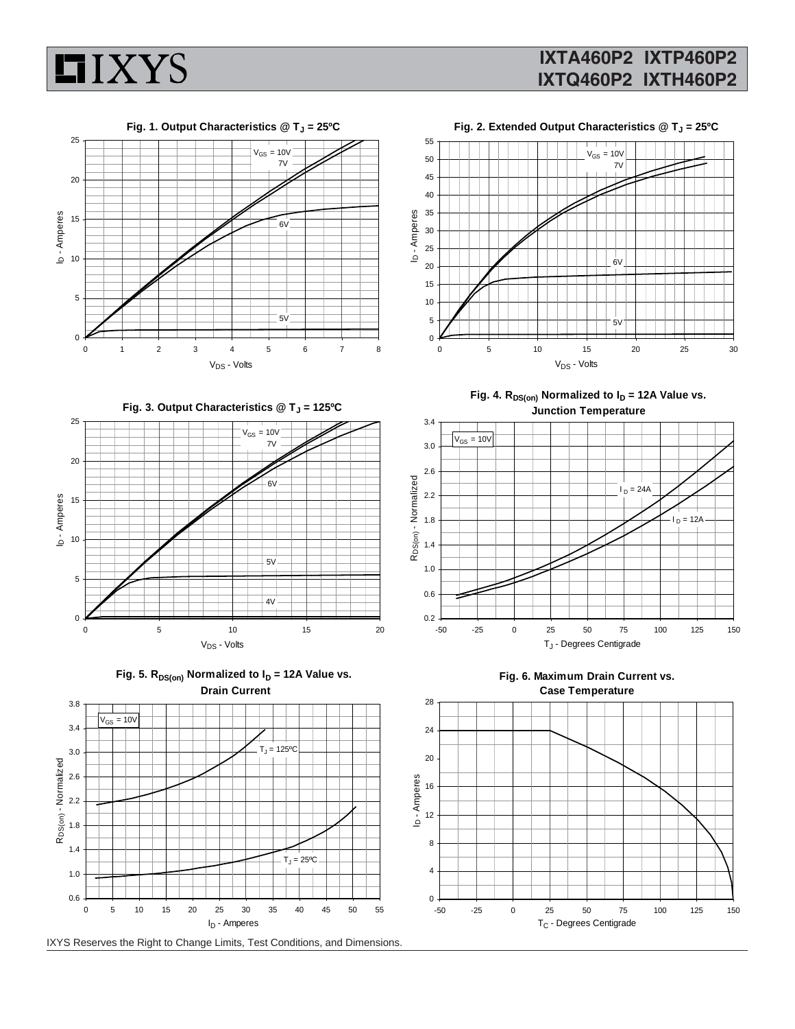Fig. 1. Output Characteristics @ $T_J$ = 25ºC

Fig. 2. Extended Output Characteristics @ $T_J$ = 25ºC

Fig. 3. Output Characteristics @ $T_J$ = 125ºC

Fig. 4. $R_{DS(on)}$ Normalized to $I_D$ = 12A Value vs. Junction Temperature

Fig. 5. $R_{DS(on)}$ Normalized to $I_D$ = 12A Value vs. Drain Current

Fig. 6. Maximum Drain Current vs. Case Temperature

IXYS Reserves the Right to Change Limits, Test Conditions, and Dimensions.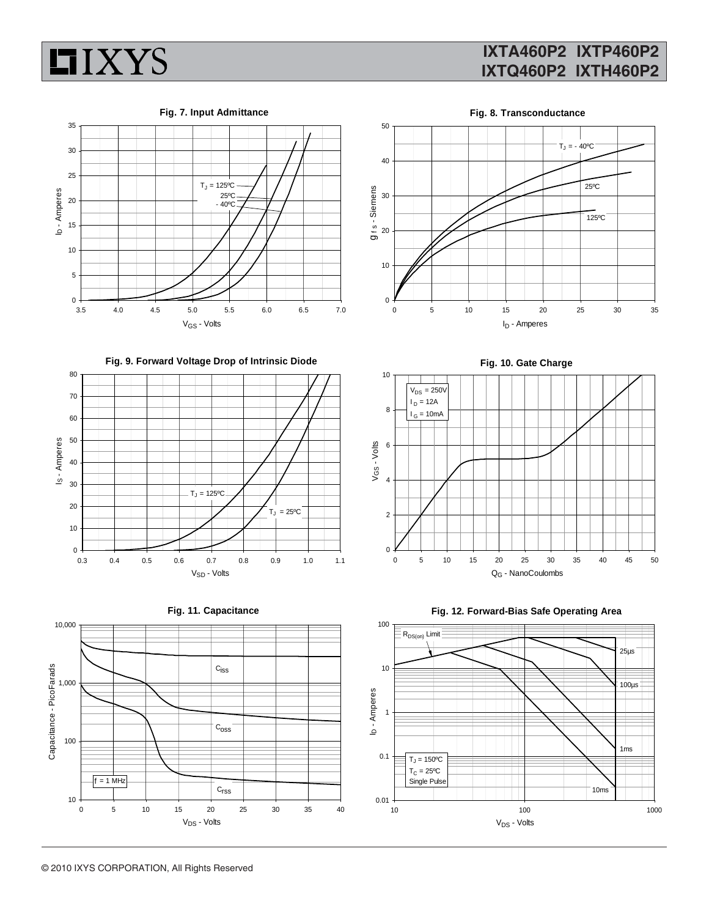Fig. 7. Input Admittance

Fig. 8. Transconductance

Fig. 9. Forward Voltage Drop of Intrinsic Diode

Fig. 10. Gate Charge

Fig. 11. Capacitance

Fig. 12. Forward-Bias Safe Operating Area

© 2010 IXYS CORPORATION, All Rights Reserved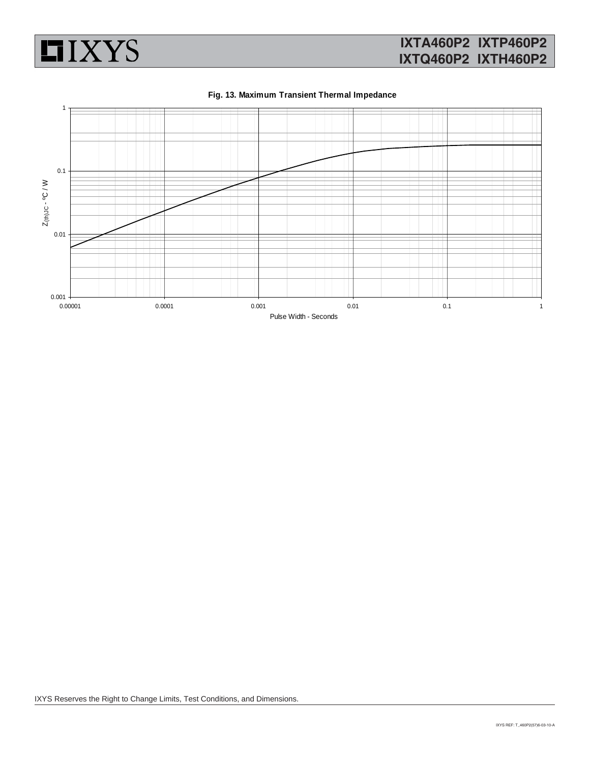Fig. 13. Maximum Transient Thermal Impedance

$Z_{(th)JC}$ - ºC / W

1

0.1

0.01

0.001

0.00001

0.0001

0.001

0.01

0.1

1

Pulse Width - Seconds

IXYS Reserves the Right to Change Limits, Test Conditions, and Dimensions.

IXYS REF: T_460P2(57)6-03-10-A